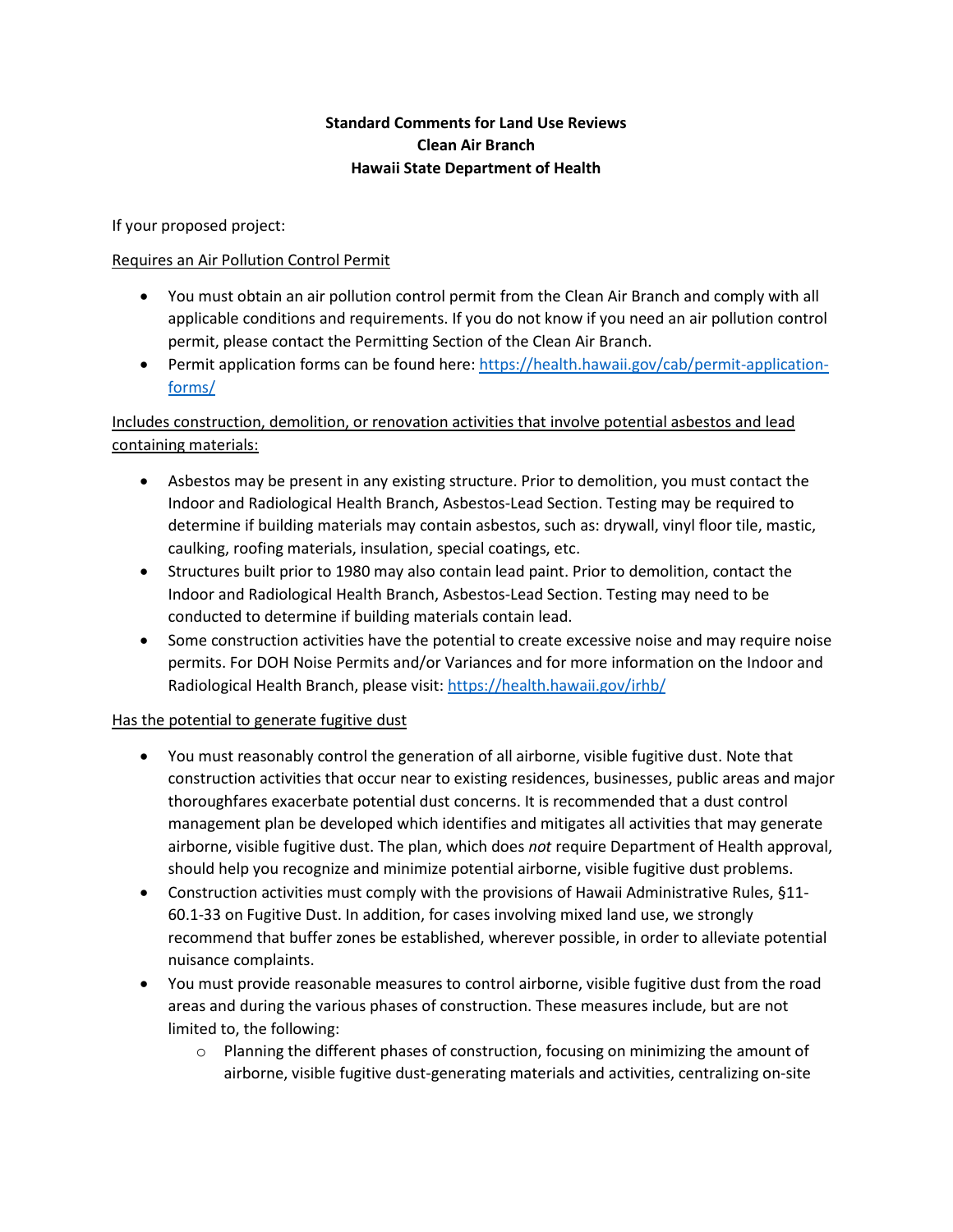**Standard Comments for Land Use Reviews**
**Clean Air Branch**
**Hawaii State Department of Health**

If your proposed project:

<u>Requires an Air Pollution Control Permit</u>

- You must obtain an air pollution control permit from the Clean Air Branch and comply with all applicable conditions and requirements. If you do not know if you need an air pollution control permit, please contact the Permitting Section of the Clean Air Branch.
- Permit application forms can be found here: [https://health.hawaii.gov/cab/permit-application-forms/](https://health.hawaii.gov/cab/permit-application-forms/)

<u>Includes construction, demolition, or renovation activities that involve potential asbestos and lead containing materials:</u>

- Asbestos may be present in any existing structure. Prior to demolition, you must contact the Indoor and Radiological Health Branch, Asbestos-Lead Section. Testing may be required to determine if building materials may contain asbestos, such as: drywall, vinyl floor tile, mastic, caulking, roofing materials, insulation, special coatings, etc.
- Structures built prior to 1980 may also contain lead paint. Prior to demolition, contact the Indoor and Radiological Health Branch, Asbestos-Lead Section. Testing may need to be conducted to determine if building materials contain lead.
- Some construction activities have the potential to create excessive noise and may require noise permits. For DOH Noise Permits and/or Variances and for more information on the Indoor and Radiological Health Branch, please visit: [https://health.hawaii.gov/irhb/](https://health.hawaii.gov/irhb/)

<u>Has the potential to generate fugitive dust</u>

- You must reasonably control the generation of all airborne, visible fugitive dust. Note that construction activities that occur near to existing residences, businesses, public areas and major thoroughfares exacerbate potential dust concerns. It is recommended that a dust control management plan be developed which identifies and mitigates all activities that may generate airborne, visible fugitive dust. The plan, which does *not* require Department of Health approval, should help you recognize and minimize potential airborne, visible fugitive dust problems.
- Construction activities must comply with the provisions of Hawaii Administrative Rules, §11-60.1-33 on Fugitive Dust. In addition, for cases involving mixed land use, we strongly recommend that buffer zones be established, wherever possible, in order to alleviate potential nuisance complaints.
- You must provide reasonable measures to control airborne, visible fugitive dust from the road areas and during the various phases of construction. These measures include, but are not limited to, the following:
  - Planning the different phases of construction, focusing on minimizing the amount of airborne, visible fugitive dust-generating materials and activities, centralizing on-site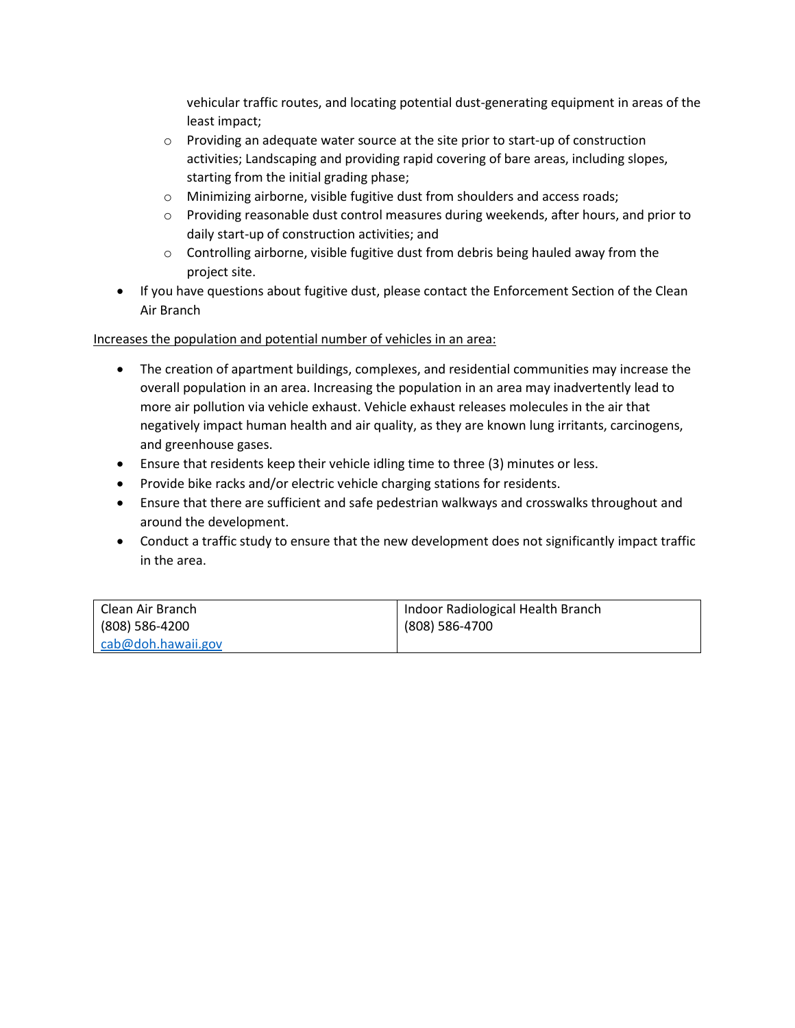- vehicular traffic routes, and locating potential dust-generating equipment in areas of the least impact;
  - Providing an adequate water source at the site prior to start-up of construction activities; Landscaping and providing rapid covering of bare areas, including slopes, starting from the initial grading phase;
  - Minimizing airborne, visible fugitive dust from shoulders and access roads;
  - Providing reasonable dust control measures during weekends, after hours, and prior to daily start-up of construction activities; and
  - Controlling airborne, visible fugitive dust from debris being hauled away from the project site.
- If you have questions about fugitive dust, please contact the Enforcement Section of the Clean Air Branch

<u>Increases the population and potential number of vehicles in an area:</u>

- The creation of apartment buildings, complexes, and residential communities may increase the overall population in an area. Increasing the population in an area may inadvertently lead to more air pollution via vehicle exhaust. Vehicle exhaust releases molecules in the air that negatively impact human health and air quality, as they are known lung irritants, carcinogens, and greenhouse gases.
- Ensure that residents keep their vehicle idling time to three (3) minutes or less.
- Provide bike racks and/or electric vehicle charging stations for residents.
- Ensure that there are sufficient and safe pedestrian walkways and crosswalks throughout and around the development.
- Conduct a traffic study to ensure that the new development does not significantly impact traffic in the area.

| | |
|---|---|
| Clean Air Branch<br>(808) 586-4200<br>cab@doh.hawaii.gov | Indoor Radiological Health Branch<br>(808) 586-4700 |